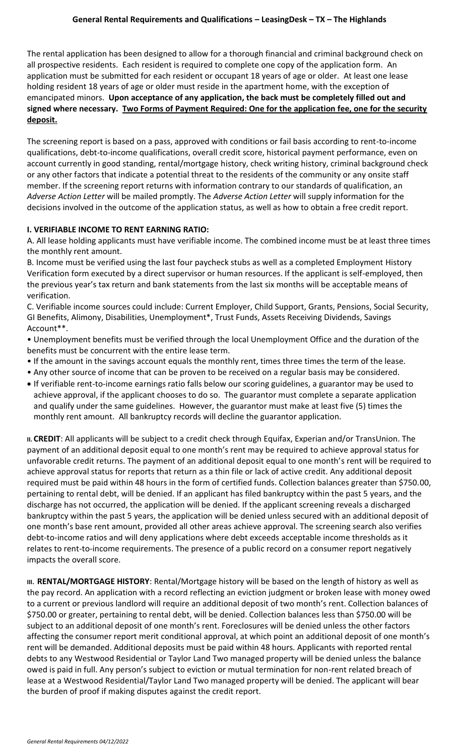# General Rental Requirements and Qualifications – LeasingDesk – TX – The Highlands

The rental application has been designed to allow for a thorough financial and criminal background check on all prospective residents. Each resident is required to complete one copy of the application form. An application must be submitted for each resident or occupant 18 years of age or older. At least one lease holding resident 18 years of age or older must reside in the apartment home, with the exception of emancipated minors. **Upon acceptance of any application, the back must be completely filled out and signed where necessary. <u>Two Forms of Payment Required: One for the application fee, one for the security deposit.</u>**

The screening report is based on a pass, approved with conditions or fail basis according to rent-to-income qualifications, debt-to-income qualifications, overall credit score, historical payment performance, even on account currently in good standing, rental/mortgage history, check writing history, criminal background check or any other factors that indicate a potential threat to the residents of the community or any onsite staff member. If the screening report returns with information contrary to our standards of qualification, an *Adverse Action Letter* will be mailed promptly. The *Adverse Action Letter* will supply information for the decisions involved in the outcome of the application status, as well as how to obtain a free credit report.

## I. VERIFIABLE INCOME TO RENT EARNING RATIO:

A. All lease holding applicants must have verifiable income. The combined income must be at least three times the monthly rent amount.

B. Income must be verified using the last four paycheck stubs as well as a completed Employment History Verification form executed by a direct supervisor or human resources. If the applicant is self-employed, then the previous year's tax return and bank statements from the last six months will be acceptable means of verification.

C. Verifiable income sources could include: Current Employer, Child Support, Grants, Pensions, Social Security, GI Benefits, Alimony, Disabilities, Unemployment*, Trust Funds, Assets Receiving Dividends, Savings Account**.

- Unemployment benefits must be verified through the local Unemployment Office and the duration of the benefits must be concurrent with the entire lease term.
- If the amount in the savings account equals the monthly rent, times three times the term of the lease.
- Any other source of income that can be proven to be received on a regular basis may be considered.
- If verifiable rent-to-income earnings ratio falls below our scoring guidelines, a guarantor may be used to achieve approval, if the applicant chooses to do so. The guarantor must complete a separate application and qualify under the same guidelines. However, the guarantor must make at least five (5) times the monthly rent amount. All bankruptcy records will decline the guarantor application.

**II. CREDIT**: All applicants will be subject to a credit check through Equifax, Experian and/or TransUnion. The payment of an additional deposit equal to one month's rent may be required to achieve approval status for unfavorable credit returns. The payment of an additional deposit equal to one month's rent will be required to achieve approval status for reports that return as a thin file or lack of active credit. Any additional deposit required must be paid within 48 hours in the form of certified funds. Collection balances greater than $750.00, pertaining to rental debt, will be denied. If an applicant has filed bankruptcy within the past 5 years, and the discharge has not occurred, the application will be denied. If the applicant screening reveals a discharged bankruptcy within the past 5 years, the application will be denied unless secured with an additional deposit of one month's base rent amount, provided all other areas achieve approval. The screening search also verifies debt-to-income ratios and will deny applications where debt exceeds acceptable income thresholds as it relates to rent-to-income requirements. The presence of a public record on a consumer report negatively impacts the overall score.

**III. RENTAL/MORTGAGE HISTORY**: Rental/Mortgage history will be based on the length of history as well as the pay record. An application with a record reflecting an eviction judgment or broken lease with money owed to a current or previous landlord will require an additional deposit of two month's rent. Collection balances of $750.00 or greater, pertaining to rental debt, will be denied. Collection balances less than $750.00 will be subject to an additional deposit of one month's rent. Foreclosures will be denied unless the other factors affecting the consumer report merit conditional approval, at which point an additional deposit of one month's rent will be demanded. Additional deposits must be paid within 48 hours. Applicants with reported rental debts to any Westwood Residential or Taylor Land Two managed property will be denied unless the balance owed is paid in full. Any person's subject to eviction or mutual termination for non-rent related breach of lease at a Westwood Residential/Taylor Land Two managed property will be denied. The applicant will bear the burden of proof if making disputes against the credit report.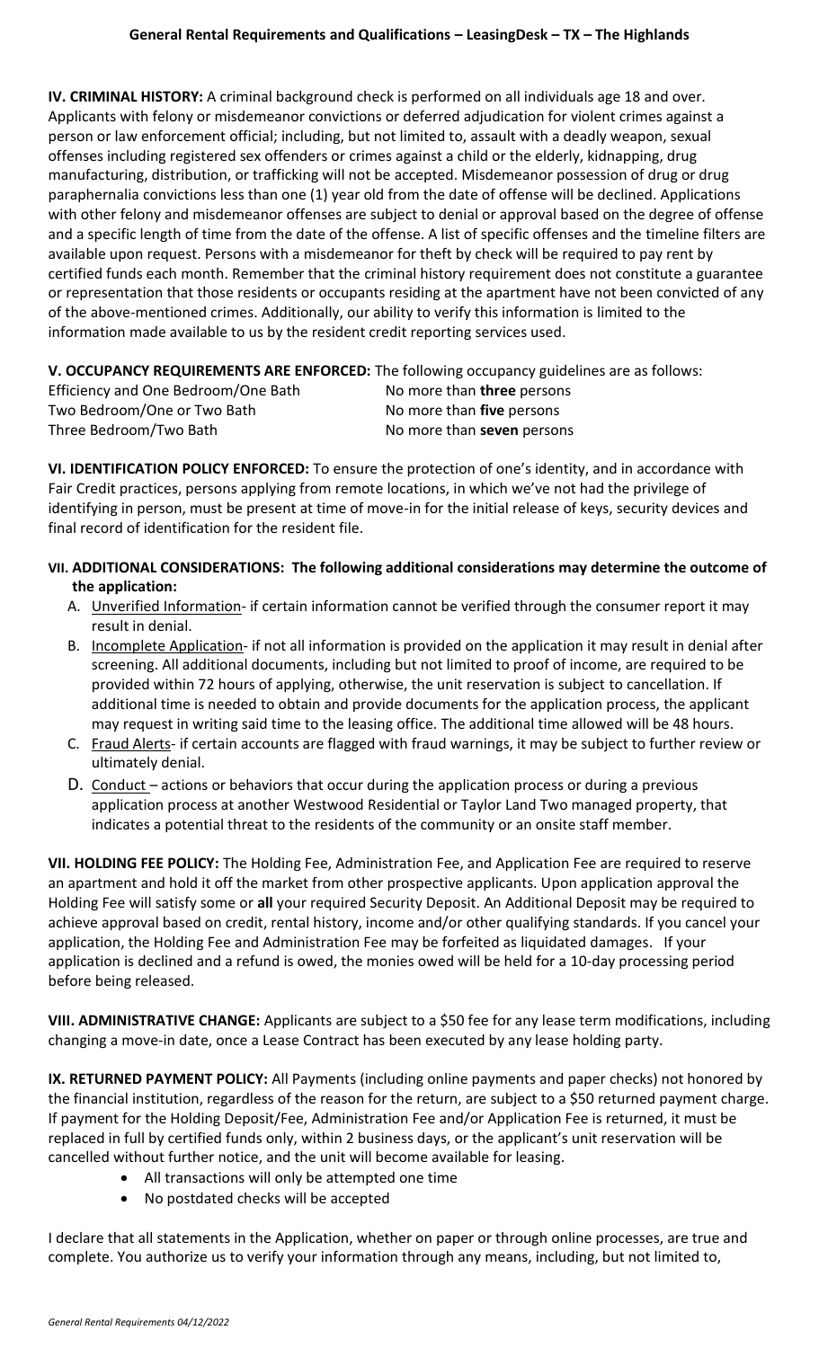**IV. CRIMINAL HISTORY:** A criminal background check is performed on all individuals age 18 and over. Applicants with felony or misdemeanor convictions or deferred adjudication for violent crimes against a person or law enforcement official; including, but not limited to, assault with a deadly weapon, sexual offenses including registered sex offenders or crimes against a child or the elderly, kidnapping, drug manufacturing, distribution, or trafficking will not be accepted. Misdemeanor possession of drug or drug paraphernalia convictions less than one (1) year old from the date of offense will be declined. Applications with other felony and misdemeanor offenses are subject to denial or approval based on the degree of offense and a specific length of time from the date of the offense. A list of specific offenses and the timeline filters are available upon request. Persons with a misdemeanor for theft by check will be required to pay rent by certified funds each month. Remember that the criminal history requirement does not constitute a guarantee or representation that those residents or occupants residing at the apartment have not been convicted of any of the above-mentioned crimes. Additionally, our ability to verify this information is limited to the information made available to us by the resident credit reporting services used.

**V. OCCUPANCY REQUIREMENTS ARE ENFORCED:** The following occupancy guidelines are as follows:

| | |
|---|---|
| Efficiency and One Bedroom/One Bath | No more than **three** persons |
| Two Bedroom/One or Two Bath | No more than **five** persons |
| Three Bedroom/Two Bath | No more than **seven** persons |

**VI. IDENTIFICATION POLICY ENFORCED:** To ensure the protection of one's identity, and in accordance with Fair Credit practices, persons applying from remote locations, in which we've not had the privilege of identifying in person, must be present at time of move-in for the initial release of keys, security devices and final record of identification for the resident file.

**VII. ADDITIONAL CONSIDERATIONS: The following additional considerations may determine the outcome of the application:**

A. Unverified Information- if certain information cannot be verified through the consumer report it may result in denial.
B. Incomplete Application- if not all information is provided on the application it may result in denial after screening. All additional documents, including but not limited to proof of income, are required to be provided within 72 hours of applying, otherwise, the unit reservation is subject to cancellation. If additional time is needed to obtain and provide documents for the application process, the applicant may request in writing said time to the leasing office. The additional time allowed will be 48 hours.
C. Fraud Alerts- if certain accounts are flagged with fraud warnings, it may be subject to further review or ultimately denial.
D. Conduct – actions or behaviors that occur during the application process or during a previous application process at another Westwood Residential or Taylor Land Two managed property, that indicates a potential threat to the residents of the community or an onsite staff member.

**VII. HOLDING FEE POLICY:** The Holding Fee, Administration Fee, and Application Fee are required to reserve an apartment and hold it off the market from other prospective applicants. Upon application approval the Holding Fee will satisfy some or **all** your required Security Deposit. An Additional Deposit may be required to achieve approval based on credit, rental history, income and/or other qualifying standards. If you cancel your application, the Holding Fee and Administration Fee may be forfeited as liquidated damages. If your application is declined and a refund is owed, the monies owed will be held for a 10-day processing period before being released.

**VIII. ADMINISTRATIVE CHANGE:** Applicants are subject to a $50 fee for any lease term modifications, including changing a move-in date, once a Lease Contract has been executed by any lease holding party.

**IX. RETURNED PAYMENT POLICY:** All Payments (including online payments and paper checks) not honored by the financial institution, regardless of the reason for the return, are subject to a $50 returned payment charge. If payment for the Holding Deposit/Fee, Administration Fee and/or Application Fee is returned, it must be replaced in full by certified funds only, within 2 business days, or the applicant's unit reservation will be cancelled without further notice, and the unit will become available for leasing.

- All transactions will only be attempted one time
- No postdated checks will be accepted

I declare that all statements in the Application, whether on paper or through online processes, are true and complete. You authorize us to verify your information through any means, including, but not limited to,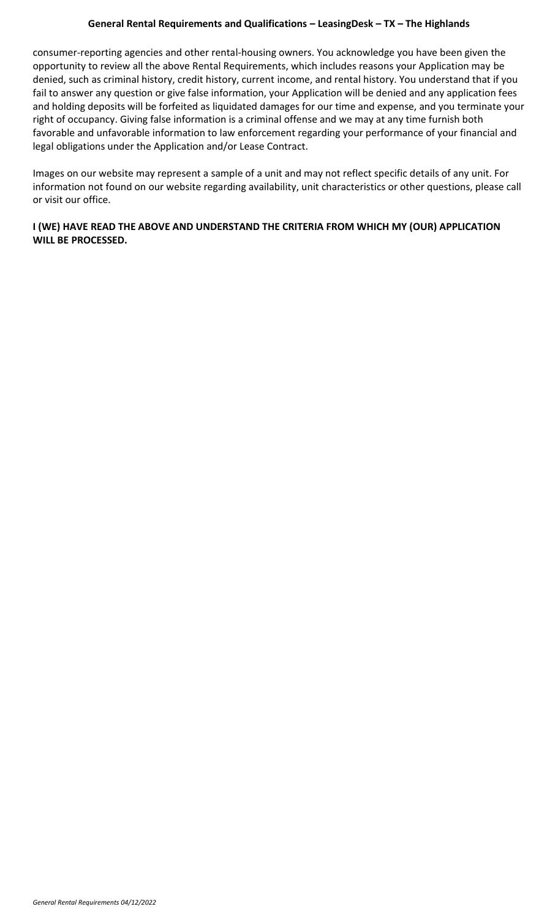consumer-reporting agencies and other rental-housing owners. You acknowledge you have been given the opportunity to review all the above Rental Requirements, which includes reasons your Application may be denied, such as criminal history, credit history, current income, and rental history. You understand that if you fail to answer any question or give false information, your Application will be denied and any application fees and holding deposits will be forfeited as liquidated damages for our time and expense, and you terminate your right of occupancy. Giving false information is a criminal offense and we may at any time furnish both favorable and unfavorable information to law enforcement regarding your performance of your financial and legal obligations under the Application and/or Lease Contract.

Images on our website may represent a sample of a unit and may not reflect specific details of any unit. For information not found on our website regarding availability, unit characteristics or other questions, please call or visit our office.

**I (WE) HAVE READ THE ABOVE AND UNDERSTAND THE CRITERIA FROM WHICH MY (OUR) APPLICATION WILL BE PROCESSED.**